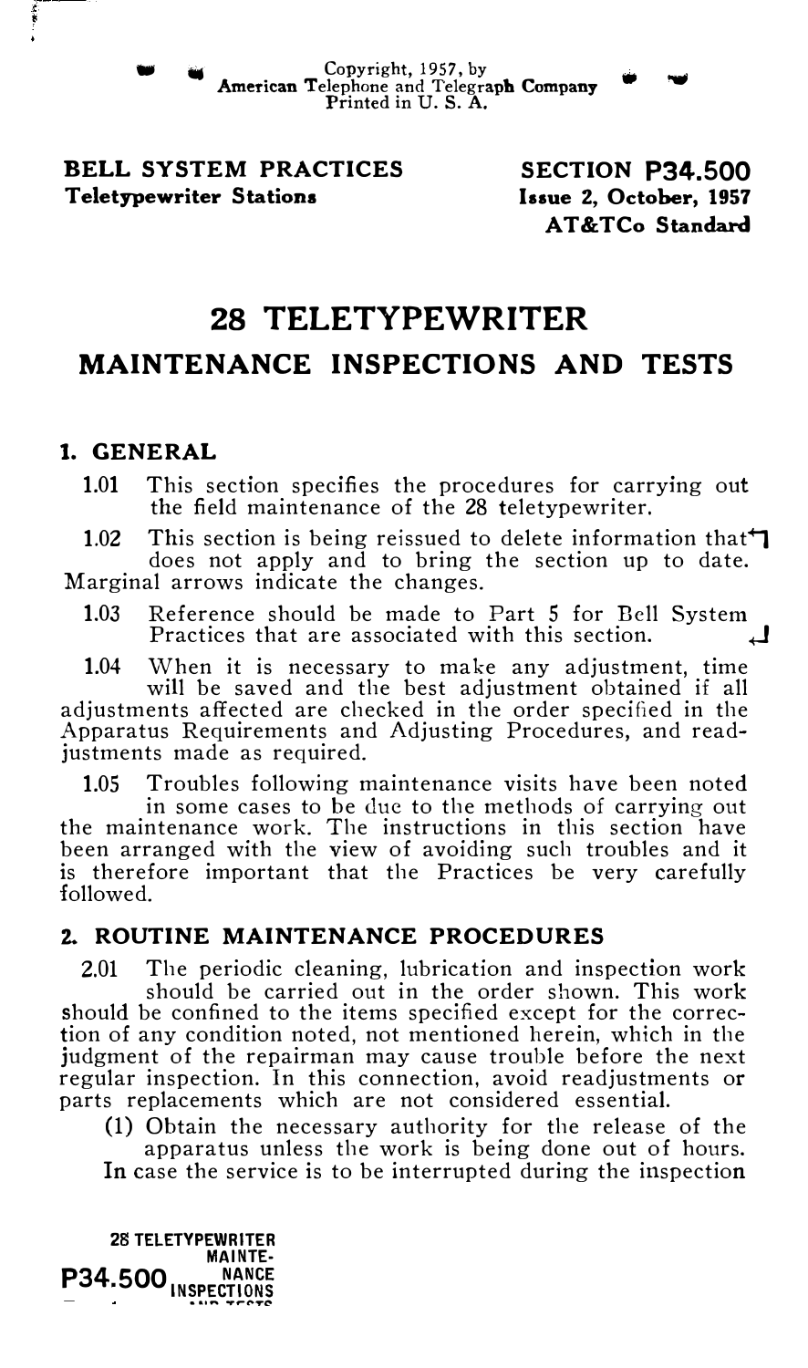Copyright, 1957, by
American Telephone and Telegraph Company
Printed in U. S. A.

**BELL SYSTEM PRACTICES**
**Teletypewriter Stations**

**SECTION P34.500**
**Issue 2, October, 1957**
**AT&TCo Standard**

# 28 TELETYPEWRITER
## MAINTENANCE INSPECTIONS AND TESTS

## 1. GENERAL

**1.01** This section specifies the procedures for carrying out the field maintenance of the 28 teletypewriter.

**1.02** This section is being reissued to delete information that does not apply and to bring the section up to date. Marginal arrows indicate the changes.

**1.03** Reference should be made to Part 5 for Bell System Practices that are associated with this section.

**1.04** When it is necessary to make any adjustment, time will be saved and the best adjustment obtained if all adjustments affected are checked in the order specified in the Apparatus Requirements and Adjusting Procedures, and readjustments made as required.

**1.05** Troubles following maintenance visits have been noted in some cases to be due to the methods of carrying out the maintenance work. The instructions in this section have been arranged with the view of avoiding such troubles and it is therefore important that the Practices be very carefully followed.

## 2. ROUTINE MAINTENANCE PROCEDURES

**2.01** The periodic cleaning, lubrication and inspection work should be carried out in the order shown. This work should be confined to the items specified except for the correction of any condition noted, not mentioned herein, which in the judgment of the repairman may cause trouble before the next regular inspection. In this connection, avoid readjustments or parts replacements which are not considered essential.

(1) Obtain the necessary authority for the release of the apparatus unless the work is being done out of hours. In case the service is to be interrupted during the inspection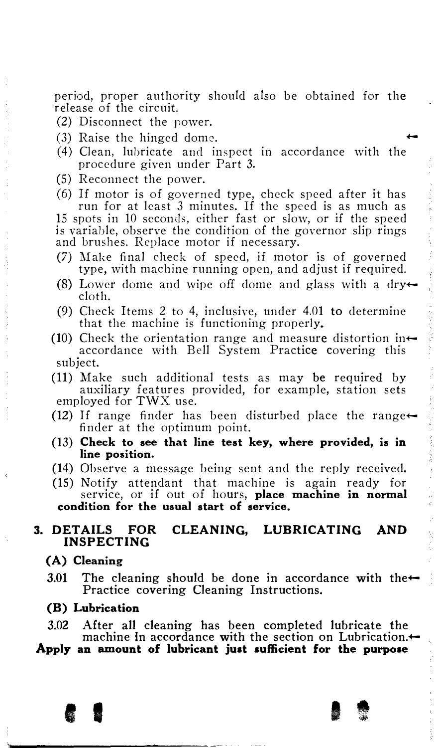period, proper authority should also be obtained for the release of the circuit.

(2) Disconnect the power.

(3) Raise the hinged dome.

(4) Clean, lubricate and inspect in accordance with the procedure given under Part 3.

(5) Reconnect the power.

(6) If motor is of governed type, check speed after it has run for at least 3 minutes. If the speed is as much as 15 spots in 10 seconds, either fast or slow, or if the speed is variable, observe the condition of the governor slip rings and brushes. Replace motor if necessary.

(7) Make final check of speed, if motor is of governed type, with machine running open, and adjust if required.

(8) Lower dome and wipe off dome and glass with a dry cloth.

(9) Check Items 2 to 4, inclusive, under 4.01 to determine that the machine is functioning properly.

(10) Check the orientation range and measure distortion in accordance with Bell System Practice covering this subject.

(11) Make such additional tests as may be required by auxiliary features provided, for example, station sets employed for TWX use.

(12) If range finder has been disturbed place the range finder at the optimum point.

(13) **Check to see that line test key, where provided, is in line position.**

(14) Observe a message being sent and the reply received.

(15) Notify attendant that machine is again ready for service, or if out of hours, **place machine in normal condition for the usual start of service.**

## 3. DETAILS FOR CLEANING, LUBRICATING AND INSPECTING

### (A) Cleaning

3.01 The cleaning should be done in accordance with the Practice covering Cleaning Instructions.

### (B) Lubrication

3.02 After all cleaning has been completed lubricate the machine in accordance with the section on Lubrication. **Apply an amount of lubricant just sufficient for the purpose**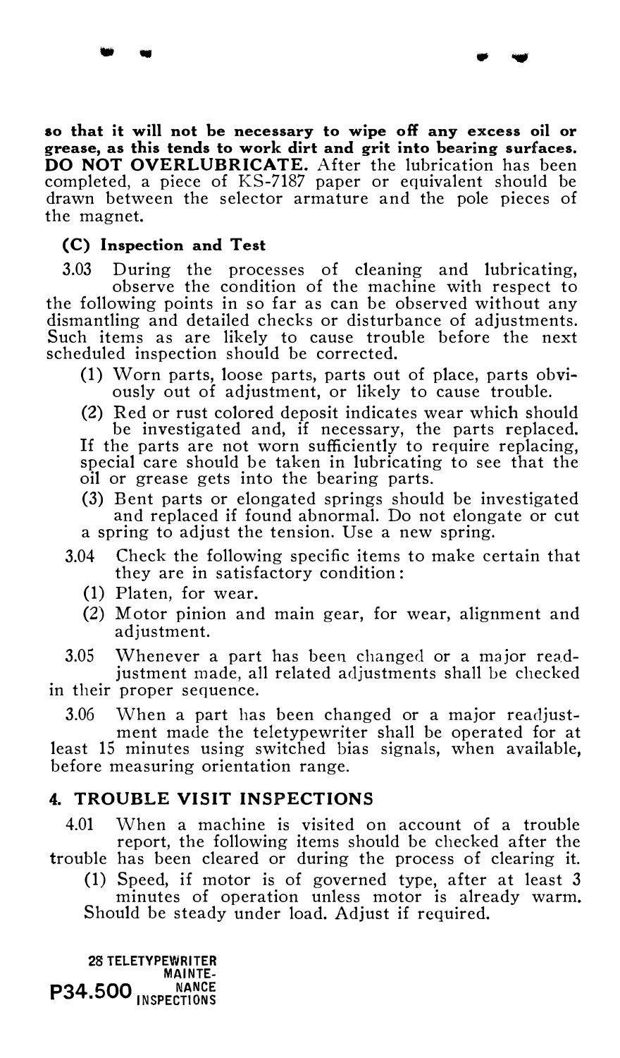**so that it will not be necessary to wipe off any excess oil or grease, as this tends to work dirt and grit into bearing surfaces. DO NOT OVERLUBRICATE.** After the lubrication has been completed, a piece of KS-7187 paper or equivalent should be drawn between the selector armature and the pole pieces of the magnet.

### (C) Inspection and Test

3.03 During the processes of cleaning and lubricating, observe the condition of the machine with respect to the following points in so far as can be observed without any dismantling and detailed checks or disturbance of adjustments. Such items as are likely to cause trouble before the next scheduled inspection should be corrected.

(1) Worn parts, loose parts, parts out of place, parts obviously out of adjustment, or likely to cause trouble.

(2) Red or rust colored deposit indicates wear which should be investigated and, if necessary, the parts replaced. If the parts are not worn sufficiently to require replacing, special care should be taken in lubricating to see that the oil or grease gets into the bearing parts.

(3) Bent parts or elongated springs should be investigated and replaced if found abnormal. Do not elongate or cut a spring to adjust the tension. Use a new spring.

3.04 Check the following specific items to make certain that they are in satisfactory condition:

(1) Platen, for wear.

(2) Motor pinion and main gear, for wear, alignment and adjustment.

3.05 Whenever a part has been changed or a major readjustment made, all related adjustments shall be checked in their proper sequence.

3.06 When a part has been changed or a major readjustment made the teletypewriter shall be operated for at least 15 minutes using switched bias signals, when available, before measuring orientation range.

## 4. TROUBLE VISIT INSPECTIONS

4.01 When a machine is visited on account of a trouble report, the following items should be checked after the trouble has been cleared or during the process of clearing it.

(1) Speed, if motor is of governed type, after at least 3 minutes of operation unless motor is already warm. Should be steady under load. Adjust if required.

28 TELETYPEWRITER MAINTENANCE INSPECTIONS
P34.500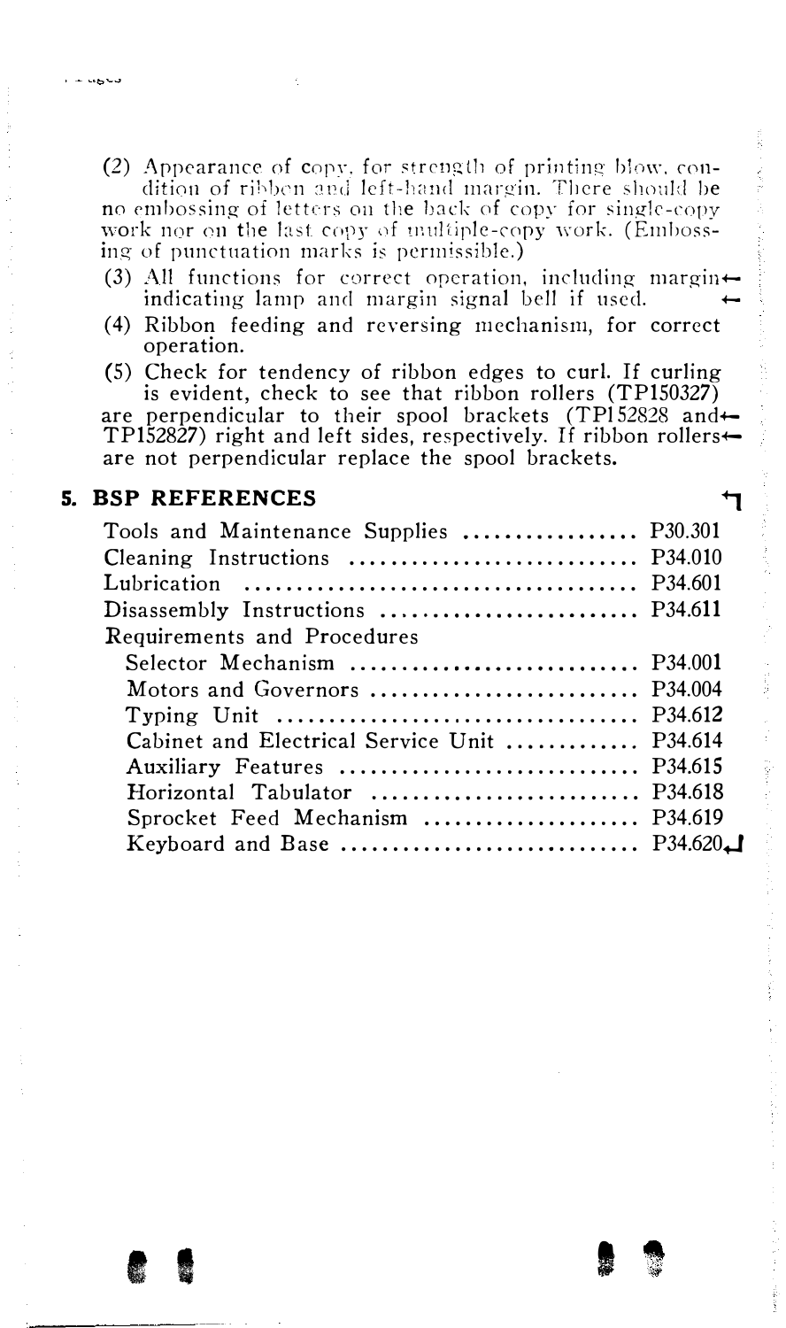(2) Appearance of copy, for strength of printing blow, condition of ribbon and left-hand margin. There should be no embossing of letters on the back of copy for single-copy work nor on the last copy of multiple-copy work. (Embossing of punctuation marks is permissible.)

(3) All functions for correct operation, including margin-indicating lamp and margin signal bell if used.

(4) Ribbon feeding and reversing mechanism, for correct operation.

(5) Check for tendency of ribbon edges to curl. If curling is evident, check to see that ribbon rollers (TP150327) are perpendicular to their spool brackets (TP152828 and TP152827) right and left sides, respectively. If ribbon rollers are not perpendicular replace the spool brackets.

## 5. BSP REFERENCES

| | |
|---|---|
| Tools and Maintenance Supplies | P30.301 |
| Cleaning Instructions | P34.010 |
| Lubrication | P34.601 |
| Disassembly Instructions | P34.611 |
| Requirements and Procedures | |
| Selector Mechanism | P34.001 |
| Motors and Governors | P34.004 |
| Typing Unit | P34.612 |
| Cabinet and Electrical Service Unit | P34.614 |
| Auxiliary Features | P34.615 |
| Horizontal Tabulator | P34.618 |
| Sprocket Feed Mechanism | P34.619 |
| Keyboard and Base | P34.620 |